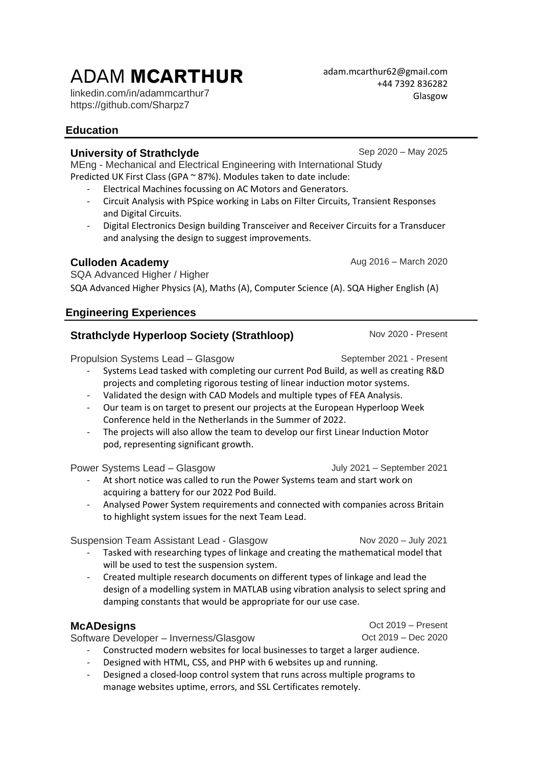# ADAM **MCARTHUR**

linkedin.com/in/adammcarthur7
https://github.com/Sharpz7

adam.mcarthur62@gmail.com
+44 7392 836282
Glasgow

## Education

### University of Strathclyde
Sep 2020 – May 2025

MEng - Mechanical and Electrical Engineering with International Study

Predicted UK First Class (GPA ~ 87%). Modules taken to date include:

- Electrical Machines focussing on AC Motors and Generators.
- Circuit Analysis with PSpice working in Labs on Filter Circuits, Transient Responses and Digital Circuits.
- Digital Electronics Design building Transceiver and Receiver Circuits for a Transducer and analysing the design to suggest improvements.

### Culloden Academy
Aug 2016 – March 2020

SQA Advanced Higher / Higher

SQA Advanced Higher Physics (A), Maths (A), Computer Science (A). SQA Higher English (A)

## Engineering Experiences

### Strathclyde Hyperloop Society (Strathloop)
Nov 2020 - Present

Propulsion Systems Lead – Glasgow — September 2021 - Present

- Systems Lead tasked with completing our current Pod Build, as well as creating R&D projects and completing rigorous testing of linear induction motor systems.
- Validated the design with CAD Models and multiple types of FEA Analysis.
- Our team is on target to present our projects at the European Hyperloop Week Conference held in the Netherlands in the Summer of 2022.
- The projects will also allow the team to develop our first Linear Induction Motor pod, representing significant growth.

Power Systems Lead – Glasgow — July 2021 – September 2021

- At short notice was called to run the Power Systems team and start work on acquiring a battery for our 2022 Pod Build.
- Analysed Power System requirements and connected with companies across Britain to highlight system issues for the next Team Lead.

Suspension Team Assistant Lead - Glasgow — Nov 2020 – July 2021

- Tasked with researching types of linkage and creating the mathematical model that will be used to test the suspension system.
- Created multiple research documents on different types of linkage and lead the design of a modelling system in MATLAB using vibration analysis to select spring and damping constants that would be appropriate for our use case.

### McADesigns
Oct 2019 – Present

Software Developer – Inverness/Glasgow — Oct 2019 – Dec 2020

- Constructed modern websites for local businesses to target a larger audience.
- Designed with HTML, CSS, and PHP with 6 websites up and running.
- Designed a closed-loop control system that runs across multiple programs to manage websites uptime, errors, and SSL Certificates remotely.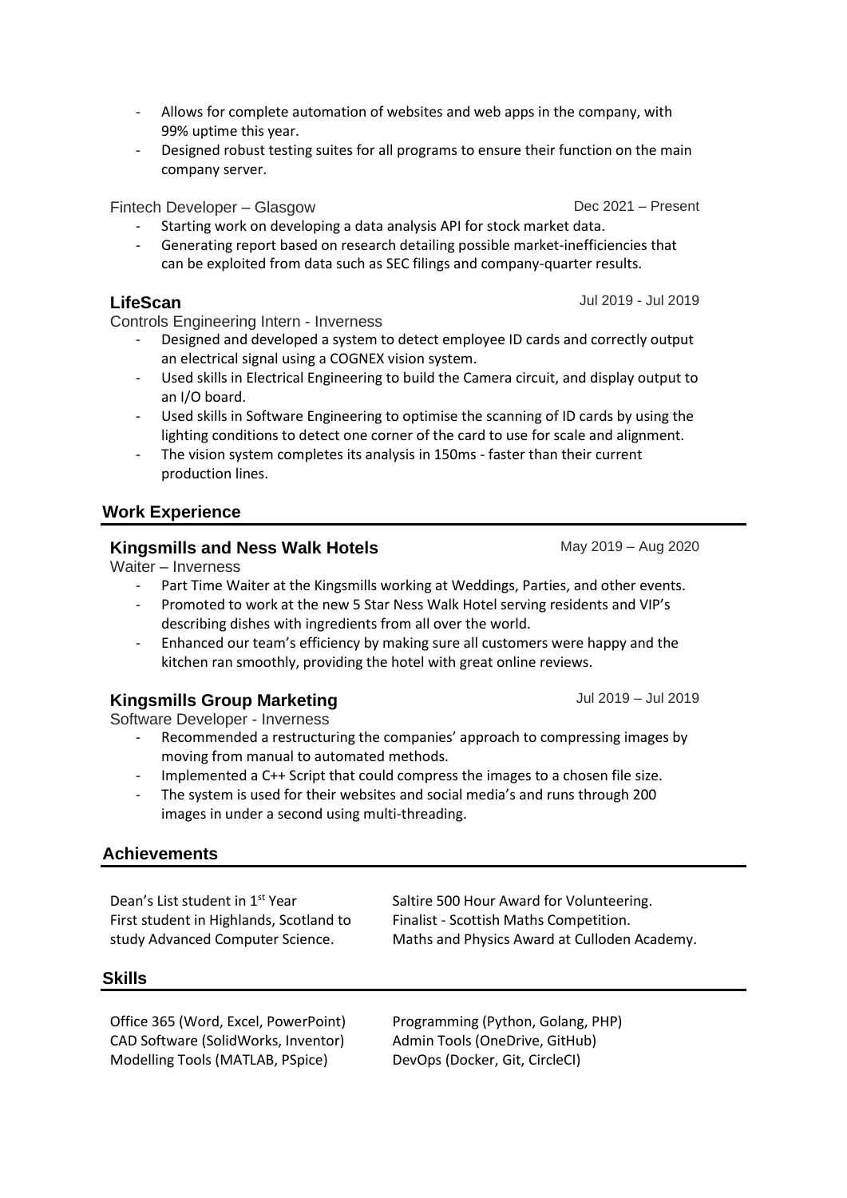- Allows for complete automation of websites and web apps in the company, with 99% uptime this year.
- Designed robust testing suites for all programs to ensure their function on the main company server.

Fintech Developer – Glasgow Dec 2021 – Present

- Starting work on developing a data analysis API for stock market data.
- Generating report based on research detailing possible market-inefficiencies that can be exploited from data such as SEC filings and company-quarter results.

**LifeScan** Jul 2019 - Jul 2019

Controls Engineering Intern - Inverness

- Designed and developed a system to detect employee ID cards and correctly output an electrical signal using a COGNEX vision system.
- Used skills in Electrical Engineering to build the Camera circuit, and display output to an I/O board.
- Used skills in Software Engineering to optimise the scanning of ID cards by using the lighting conditions to detect one corner of the card to use for scale and alignment.
- The vision system completes its analysis in 150ms - faster than their current production lines.

## Work Experience

**Kingsmills and Ness Walk Hotels** May 2019 – Aug 2020

Waiter – Inverness

- Part Time Waiter at the Kingsmills working at Weddings, Parties, and other events.
- Promoted to work at the new 5 Star Ness Walk Hotel serving residents and VIP's describing dishes with ingredients from all over the world.
- Enhanced our team's efficiency by making sure all customers were happy and the kitchen ran smoothly, providing the hotel with great online reviews.

**Kingsmills Group Marketing** Jul 2019 – Jul 2019

Software Developer - Inverness

- Recommended a restructuring the companies' approach to compressing images by moving from manual to automated methods.
- Implemented a C++ Script that could compress the images to a chosen file size.
- The system is used for their websites and social media's and runs through 200 images in under a second using multi-threading.

## Achievements

Dean's List student in 1st Year
First student in Highlands, Scotland to study Advanced Computer Science.
Saltire 500 Hour Award for Volunteering.
Finalist - Scottish Maths Competition.
Maths and Physics Award at Culloden Academy.

## Skills

Office 365 (Word, Excel, PowerPoint)
CAD Software (SolidWorks, Inventor)
Modelling Tools (MATLAB, PSpice)
Programming (Python, Golang, PHP)
Admin Tools (OneDrive, GitHub)
DevOps (Docker, Git, CircleCI)